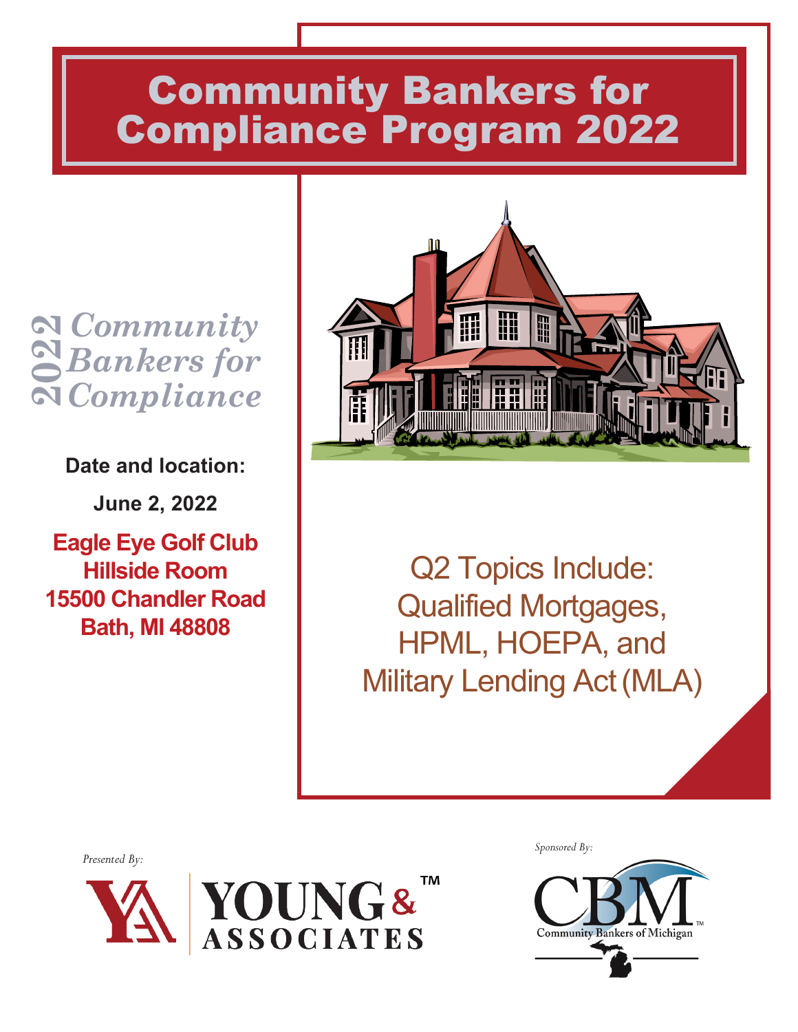# Community Bankers for Compliance Program 2022

2022 *Community Bankers for Compliance*

**Date and location:**

**June 2, 2022**

**Eagle Eye Golf Club**
**Hillside Room**
**15500 Chandler Road**
**Bath, MI 48808**

Q2 Topics Include:
Qualified Mortgages,
HPML, HOEPA, and
Military Lending Act (MLA)

*Presented By:*

YOUNG & ASSOCIATES™

*Sponsored By:*

CBM Community Bankers of Michigan™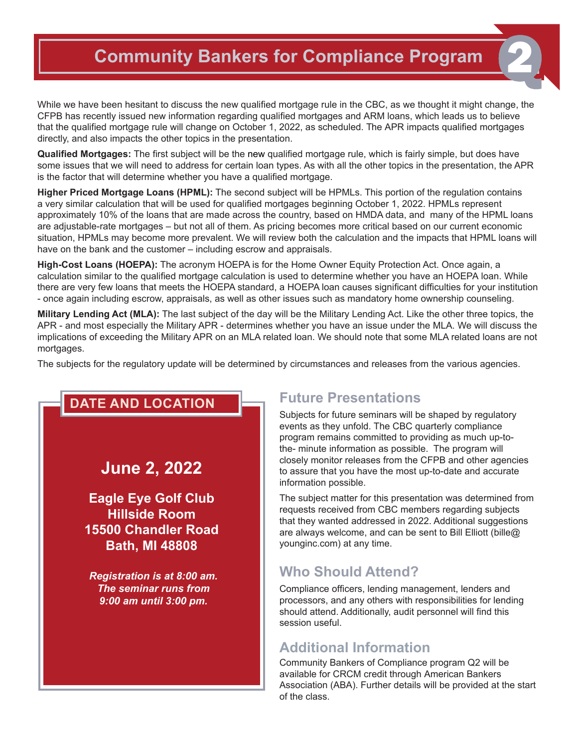# Community Bankers for Compliance Program

While we have been hesitant to discuss the new qualified mortgage rule in the CBC, as we thought it might change, the CFPB has recently issued new information regarding qualified mortgages and ARM loans, which leads us to believe that the qualified mortgage rule will change on October 1, 2022, as scheduled. The APR impacts qualified mortgages directly, and also impacts the other topics in the presentation.

**Qualified Mortgages:** The first subject will be the new qualified mortgage rule, which is fairly simple, but does have some issues that we will need to address for certain loan types. As with all the other topics in the presentation, the APR is the factor that will determine whether you have a qualified mortgage.

**Higher Priced Mortgage Loans (HPML):** The second subject will be HPMLs. This portion of the regulation contains a very similar calculation that will be used for qualified mortgages beginning October 1, 2022. HPMLs represent approximately 10% of the loans that are made across the country, based on HMDA data, and many of the HPML loans are adjustable-rate mortgages – but not all of them. As pricing becomes more critical based on our current economic situation, HPMLs may become more prevalent. We will review both the calculation and the impacts that HPML loans will have on the bank and the customer – including escrow and appraisals.

**High-Cost Loans (HOEPA):** The acronym HOEPA is for the Home Owner Equity Protection Act. Once again, a calculation similar to the qualified mortgage calculation is used to determine whether you have an HOEPA loan. While there are very few loans that meets the HOEPA standard, a HOEPA loan causes significant difficulties for your institution - once again including escrow, appraisals, as well as other issues such as mandatory home ownership counseling.

**Military Lending Act (MLA):** The last subject of the day will be the Military Lending Act. Like the other three topics, the APR - and most especially the Military APR - determines whether you have an issue under the MLA. We will discuss the implications of exceeding the Military APR on an MLA related loan. We should note that some MLA related loans are not mortgages.

The subjects for the regulatory update will be determined by circumstances and releases from the various agencies.

## DATE AND LOCATION

**June 2, 2022**

**Eagle Eye Golf Club**
**Hillside Room**
**15500 Chandler Road**
**Bath, MI 48808**

***Registration is at 8:00 am. The seminar runs from 9:00 am until 3:00 pm.***

## Future Presentations

Subjects for future seminars will be shaped by regulatory events as they unfold. The CBC quarterly compliance program remains committed to providing as much up-to-the- minute information as possible. The program will closely monitor releases from the CFPB and other agencies to assure that you have the most up-to-date and accurate information possible.

The subject matter for this presentation was determined from requests received from CBC members regarding subjects that they wanted addressed in 2022. Additional suggestions are always welcome, and can be sent to Bill Elliott (bille@younginc.com) at any time.

## Who Should Attend?

Compliance officers, lending management, lenders and processors, and any others with responsibilities for lending should attend. Additionally, audit personnel will find this session useful.

## Additional Information

Community Bankers of Compliance program Q2 will be available for CRCM credit through American Bankers Association (ABA). Further details will be provided at the start of the class.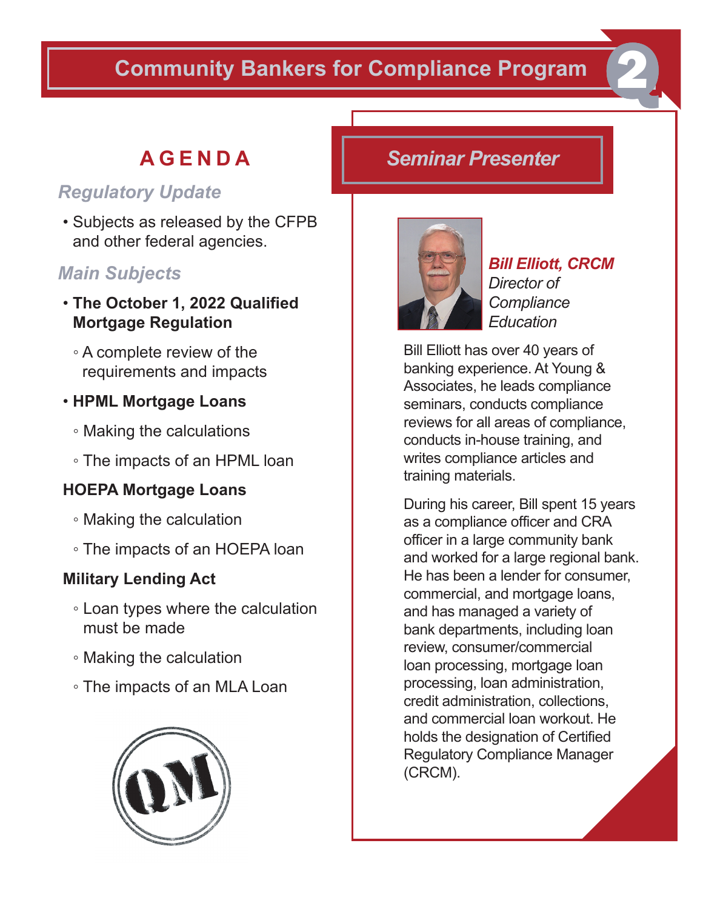# Community Bankers for Compliance Program

## AGENDA

### *Regulatory Update*

- Subjects as released by the CFPB and other federal agencies.

### *Main Subjects*

- **The October 1, 2022 Qualified Mortgage Regulation**
  - A complete review of the requirements and impacts
- **HPML Mortgage Loans**
  - Making the calculations
  - The impacts of an HPML loan

**HOEPA Mortgage Loans**

- Making the calculation
- The impacts of an HOEPA loan

**Military Lending Act**

- Loan types where the calculation must be made
- Making the calculation
- The impacts of an MLA Loan

## *Seminar Presenter*

***Bill Elliott, CRCM***
*Director of Compliance Education*

Bill Elliott has over 40 years of banking experience. At Young & Associates, he leads compliance seminars, conducts compliance reviews for all areas of compliance, conducts in-house training, and writes compliance articles and training materials.

During his career, Bill spent 15 years as a compliance officer and CRA officer in a large community bank and worked for a large regional bank. He has been a lender for consumer, commercial, and mortgage loans, and has managed a variety of bank departments, including loan review, consumer/commercial loan processing, mortgage loan processing, loan administration, credit administration, collections, and commercial loan workout. He holds the designation of Certified Regulatory Compliance Manager (CRCM).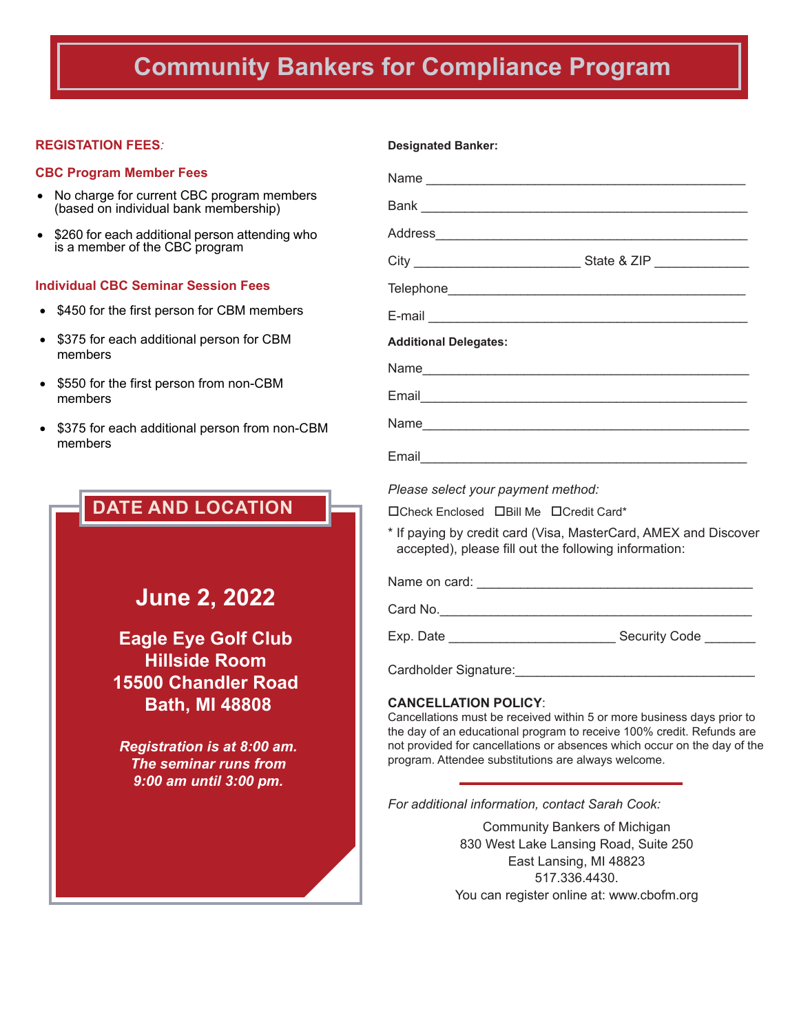# Community Bankers for Compliance Program

**REGISTATION FEES**:

**CBC Program Member Fees**

- No charge for current CBC program members (based on individual bank membership)
- $260 for each additional person attending who is a member of the CBC program

**Individual CBC Seminar Session Fees**

- $450 for the first person for CBM members
- $375 for each additional person for CBM members
- $550 for the first person from non-CBM members
- $375 for each additional person from non-CBM members

## DATE AND LOCATION

**June 2, 2022**

**Eagle Eye Golf Club**
**Hillside Room**
**15500 Chandler Road**
**Bath, MI 48808**

***Registration is at 8:00 am. The seminar runs from 9:00 am until 3:00 pm.***

**Designated Banker:**

Name ____________________________________________

Bank ____________________________________________

Address__________________________________________

City ______________________ State & ZIP _____________

Telephone_________________________________________

E-mail ___________________________________________

**Additional Delegates:**

Name____________________________________________

Email____________________________________________

Name____________________________________________

Email____________________________________________

*Please select your payment method:*

☐Check Enclosed ☐Bill Me ☐Credit Card*

\* If paying by credit card (Visa, MasterCard, AMEX and Discover accepted), please fill out the following information:

Name on card: _____________________________________

Card No.__________________________________________

Exp. Date ______________________ Security Code _______

Cardholder Signature:________________________________

**CANCELLATION POLICY**:
Cancellations must be received within 5 or more business days prior to the day of an educational program to receive 100% credit. Refunds are not provided for cancellations or absences which occur on the day of the program. Attendee substitutions are always welcome.

*For additional information, contact Sarah Cook:*

Community Bankers of Michigan
830 West Lake Lansing Road, Suite 250
East Lansing, MI 48823
517.336.4430.
You can register online at: www.cbofm.org